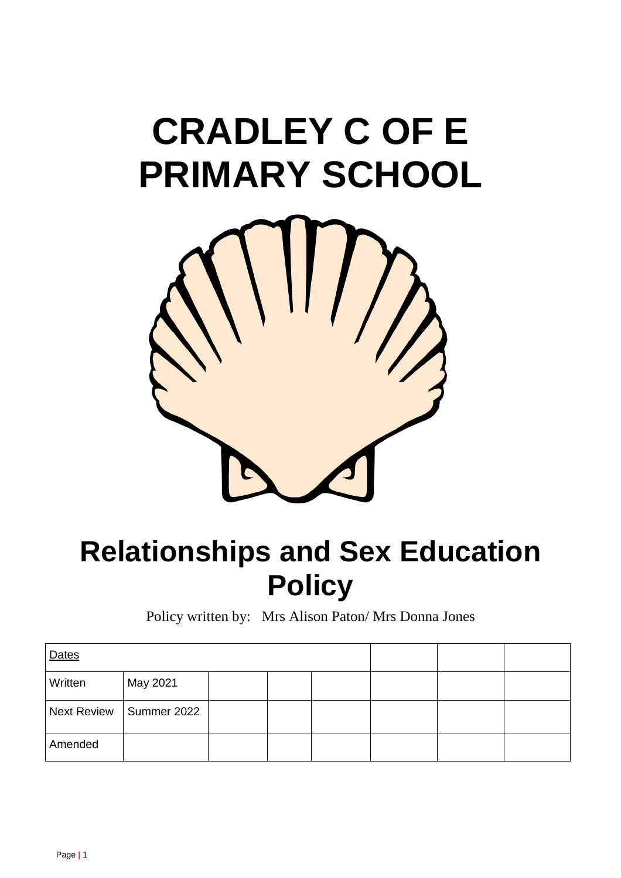# CRADLEY C OF E PRIMARY SCHOOL

# Relationships and Sex Education Policy

Policy written by: Mrs Alison Paton/ Mrs Donna Jones

| Dates | | | | | | | |
|---|---|---|---|---|---|---|---|
| Written | May 2021 | | | | | | |
| Next Review | Summer 2022 | | | | | | |
| Amended | | | | | | | |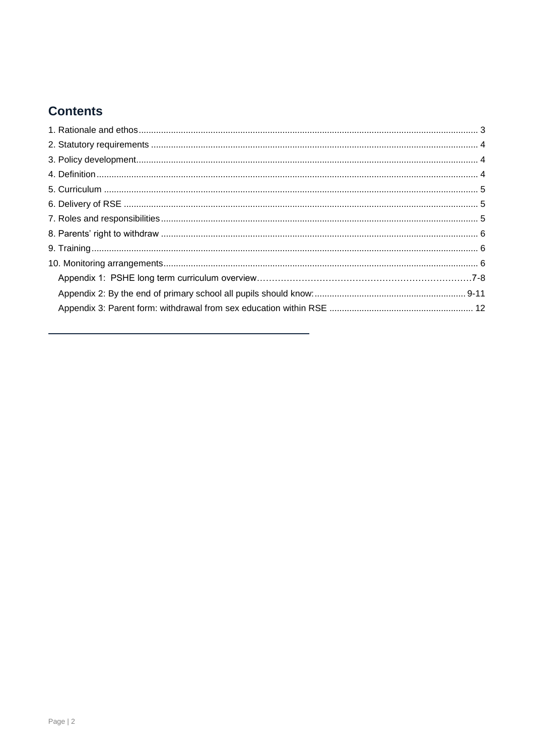## Contents

1. Rationale and ethos .......... 3
2. Statutory requirements .......... 4
3. Policy development .......... 4
4. Definition .......... 4
5. Curriculum .......... 5
6. Delivery of RSE .......... 5
7. Roles and responsibilities .......... 5
8. Parents' right to withdraw .......... 6
9. Training .......... 6
10. Monitoring arrangements .......... 6
    - Appendix 1: PSHE long term curriculum overview .......... 7-8
    - Appendix 2: By the end of primary school all pupils should know: .......... 9-11
    - Appendix 3: Parent form: withdrawal from sex education within RSE .......... 12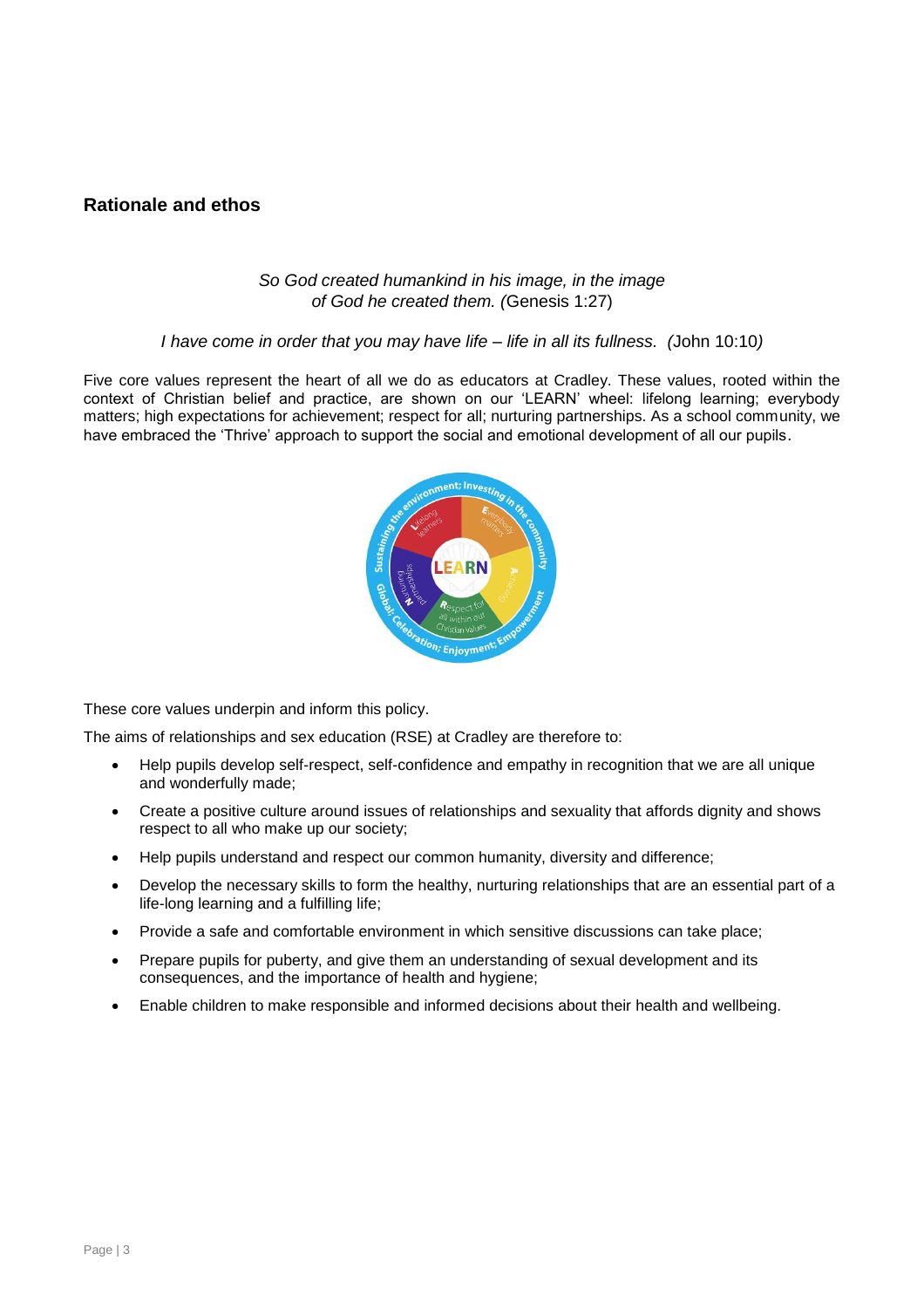## Rationale and ethos

*So God created humankind in his image, in the image of God he created them. (*Genesis 1:27)

*I have come in order that you may have life – life in all its fullness. (*John 10:10*)*

Five core values represent the heart of all we do as educators at Cradley. These values, rooted within the context of Christian belief and practice, are shown on our 'LEARN' wheel: lifelong learning; everybody matters; high expectations for achievement; respect for all; nurturing partnerships. As a school community, we have embraced the 'Thrive' approach to support the social and emotional development of all our pupils.

These core values underpin and inform this policy.

The aims of relationships and sex education (RSE) at Cradley are therefore to:

- Help pupils develop self-respect, self-confidence and empathy in recognition that we are all unique and wonderfully made;
- Create a positive culture around issues of relationships and sexuality that affords dignity and shows respect to all who make up our society;
- Help pupils understand and respect our common humanity, diversity and difference;
- Develop the necessary skills to form the healthy, nurturing relationships that are an essential part of a life-long learning and a fulfilling life;
- Provide a safe and comfortable environment in which sensitive discussions can take place;
- Prepare pupils for puberty, and give them an understanding of sexual development and its consequences, and the importance of health and hygiene;
- Enable children to make responsible and informed decisions about their health and wellbeing.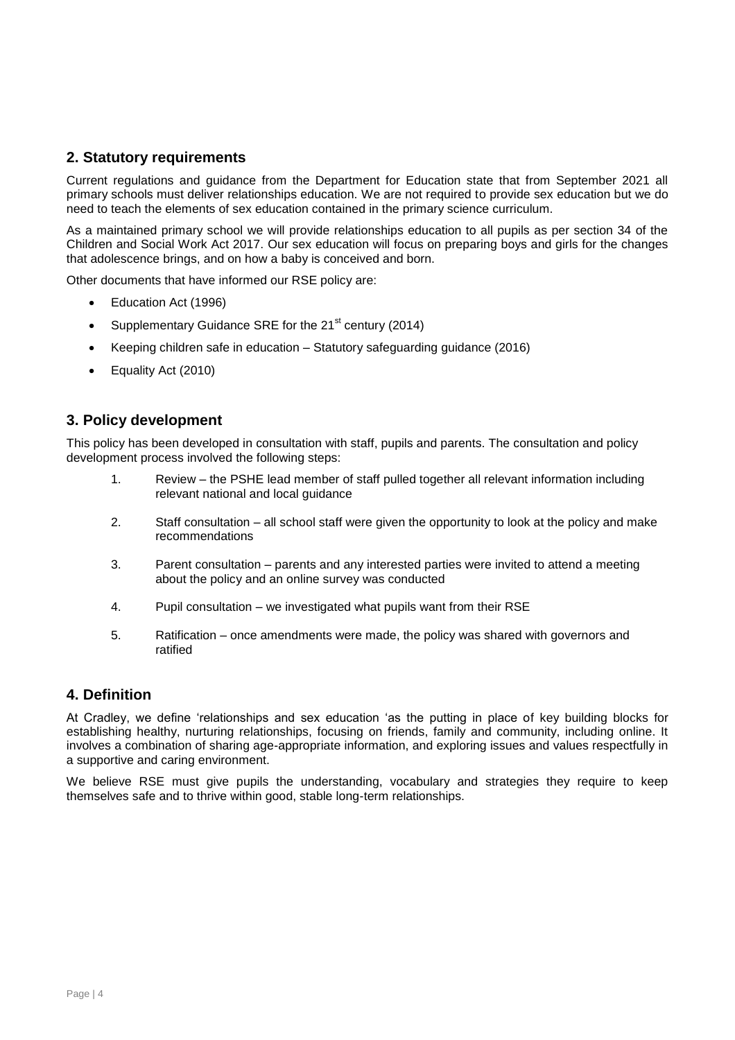## 2. Statutory requirements

Current regulations and guidance from the Department for Education state that from September 2021 all primary schools must deliver relationships education. We are not required to provide sex education but we do need to teach the elements of sex education contained in the primary science curriculum.

As a maintained primary school we will provide relationships education to all pupils as per section 34 of the Children and Social Work Act 2017. Our sex education will focus on preparing boys and girls for the changes that adolescence brings, and on how a baby is conceived and born.

Other documents that have informed our RSE policy are:

- Education Act (1996)
- Supplementary Guidance SRE for the 21st century (2014)
- Keeping children safe in education – Statutory safeguarding guidance (2016)
- Equality Act (2010)

## 3. Policy development

This policy has been developed in consultation with staff, pupils and parents. The consultation and policy development process involved the following steps:

1. Review – the PSHE lead member of staff pulled together all relevant information including relevant national and local guidance
2. Staff consultation – all school staff were given the opportunity to look at the policy and make recommendations
3. Parent consultation – parents and any interested parties were invited to attend a meeting about the policy and an online survey was conducted
4. Pupil consultation – we investigated what pupils want from their RSE
5. Ratification – once amendments were made, the policy was shared with governors and ratified

## 4. Definition

At Cradley, we define 'relationships and sex education 'as the putting in place of key building blocks for establishing healthy, nurturing relationships, focusing on friends, family and community, including online. It involves a combination of sharing age-appropriate information, and exploring issues and values respectfully in a supportive and caring environment.

We believe RSE must give pupils the understanding, vocabulary and strategies they require to keep themselves safe and to thrive within good, stable long-term relationships.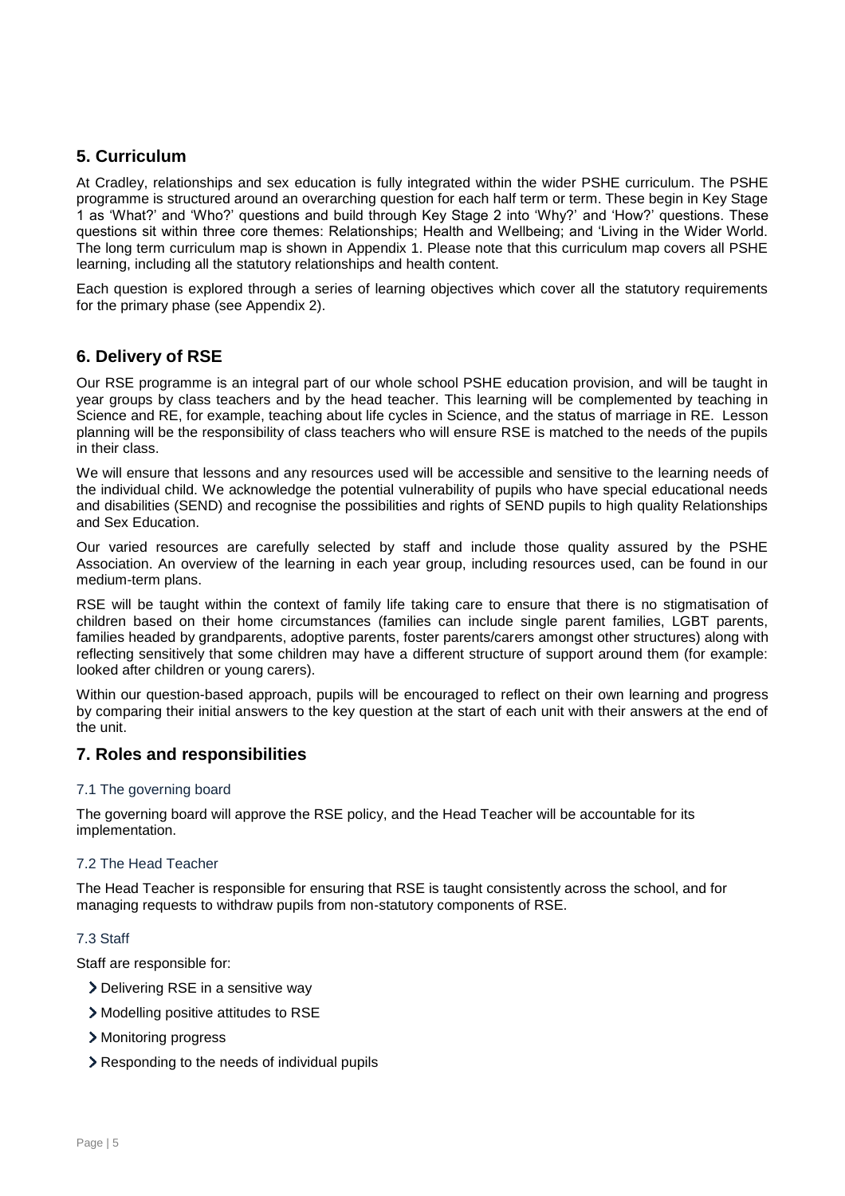## 5. Curriculum

At Cradley, relationships and sex education is fully integrated within the wider PSHE curriculum. The PSHE programme is structured around an overarching question for each half term or term. These begin in Key Stage 1 as 'What?' and 'Who?' questions and build through Key Stage 2 into 'Why?' and 'How?' questions. These questions sit within three core themes: Relationships; Health and Wellbeing; and 'Living in the Wider World. The long term curriculum map is shown in Appendix 1. Please note that this curriculum map covers all PSHE learning, including all the statutory relationships and health content.

Each question is explored through a series of learning objectives which cover all the statutory requirements for the primary phase (see Appendix 2).

## 6. Delivery of RSE

Our RSE programme is an integral part of our whole school PSHE education provision, and will be taught in year groups by class teachers and by the head teacher. This learning will be complemented by teaching in Science and RE, for example, teaching about life cycles in Science, and the status of marriage in RE. Lesson planning will be the responsibility of class teachers who will ensure RSE is matched to the needs of the pupils in their class.

We will ensure that lessons and any resources used will be accessible and sensitive to the learning needs of the individual child. We acknowledge the potential vulnerability of pupils who have special educational needs and disabilities (SEND) and recognise the possibilities and rights of SEND pupils to high quality Relationships and Sex Education.

Our varied resources are carefully selected by staff and include those quality assured by the PSHE Association. An overview of the learning in each year group, including resources used, can be found in our medium-term plans.

RSE will be taught within the context of family life taking care to ensure that there is no stigmatisation of children based on their home circumstances (families can include single parent families, LGBT parents, families headed by grandparents, adoptive parents, foster parents/carers amongst other structures) along with reflecting sensitively that some children may have a different structure of support around them (for example: looked after children or young carers).

Within our question-based approach, pupils will be encouraged to reflect on their own learning and progress by comparing their initial answers to the key question at the start of each unit with their answers at the end of the unit.

## 7. Roles and responsibilities

### 7.1 The governing board

The governing board will approve the RSE policy, and the Head Teacher will be accountable for its implementation.

### 7.2 The Head Teacher

The Head Teacher is responsible for ensuring that RSE is taught consistently across the school, and for managing requests to withdraw pupils from non-statutory components of RSE.

### 7.3 Staff

Staff are responsible for:

- Delivering RSE in a sensitive way
- Modelling positive attitudes to RSE
- Monitoring progress
- Responding to the needs of individual pupils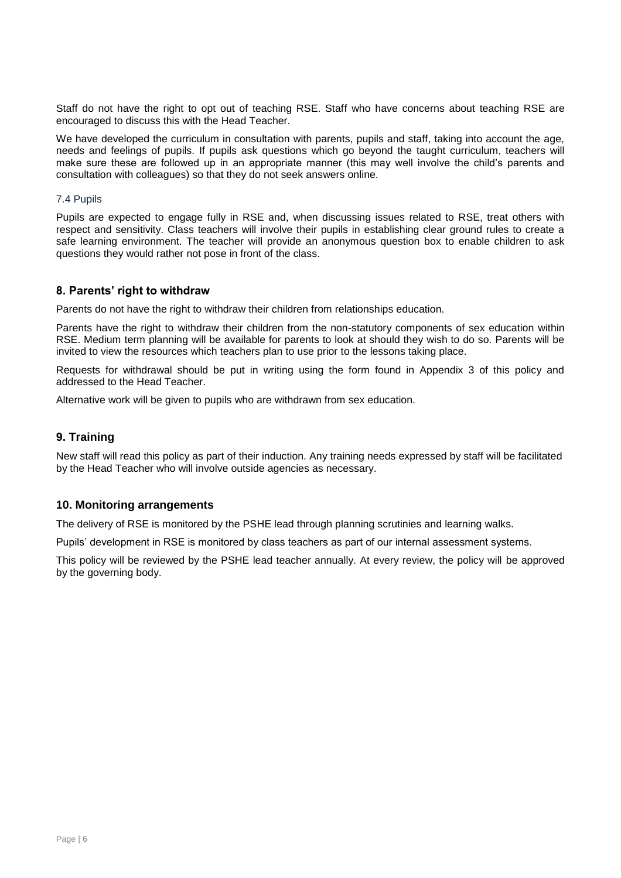Staff do not have the right to opt out of teaching RSE. Staff who have concerns about teaching RSE are encouraged to discuss this with the Head Teacher.

We have developed the curriculum in consultation with parents, pupils and staff, taking into account the age, needs and feelings of pupils. If pupils ask questions which go beyond the taught curriculum, teachers will make sure these are followed up in an appropriate manner (this may well involve the child's parents and consultation with colleagues) so that they do not seek answers online.

### 7.4 Pupils

Pupils are expected to engage fully in RSE and, when discussing issues related to RSE, treat others with respect and sensitivity. Class teachers will involve their pupils in establishing clear ground rules to create a safe learning environment. The teacher will provide an anonymous question box to enable children to ask questions they would rather not pose in front of the class.

## 8. Parents' right to withdraw

Parents do not have the right to withdraw their children from relationships education.

Parents have the right to withdraw their children from the non-statutory components of sex education within RSE. Medium term planning will be available for parents to look at should they wish to do so. Parents will be invited to view the resources which teachers plan to use prior to the lessons taking place.

Requests for withdrawal should be put in writing using the form found in Appendix 3 of this policy and addressed to the Head Teacher.

Alternative work will be given to pupils who are withdrawn from sex education.

## 9. Training

New staff will read this policy as part of their induction. Any training needs expressed by staff will be facilitated by the Head Teacher who will involve outside agencies as necessary.

## 10. Monitoring arrangements

The delivery of RSE is monitored by the PSHE lead through planning scrutinies and learning walks.

Pupils' development in RSE is monitored by class teachers as part of our internal assessment systems.

This policy will be reviewed by the PSHE lead teacher annually. At every review, the policy will be approved by the governing body.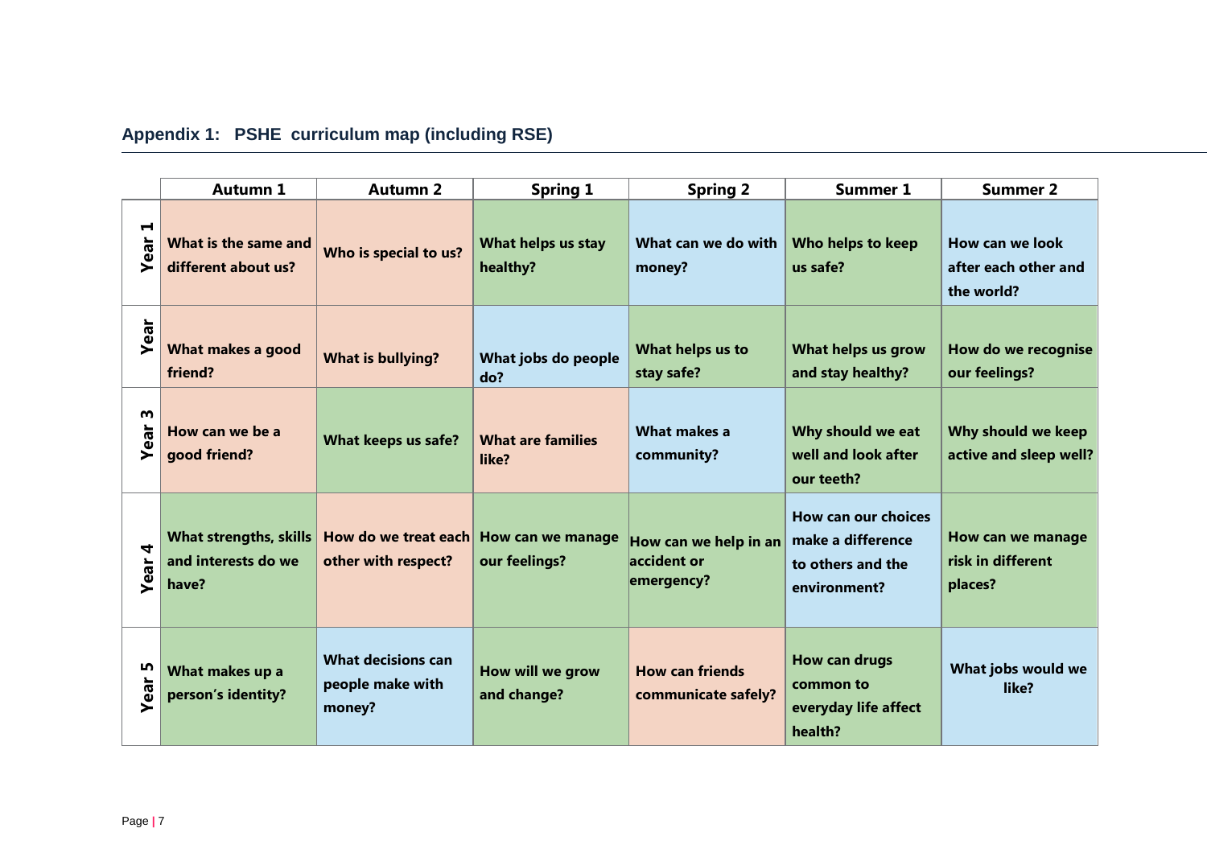## Appendix 1: PSHE curriculum map (including RSE)

| | Autumn 1 | Autumn 2 | Spring 1 | Spring 2 | Summer 1 | Summer 2 |
|---|---|---|---|---|---|---|
| **Year 1** | **What is the same and different about us?** | **Who is special to us?** | **What helps us stay healthy?** | **What can we do with money?** | **Who helps to keep us safe?** | **How can we look after each other and the world?** |
| **Year** | **What makes a good friend?** | **What is bullying?** | **What jobs do people do?** | **What helps us to stay safe?** | **What helps us grow and stay healthy?** | **How do we recognise our feelings?** |
| **Year 3** | **How can we be a good friend?** | **What keeps us safe?** | **What are families like?** | **What makes a community?** | **Why should we eat well and look after our teeth?** | **Why should we keep active and sleep well?** |
| **Year 4** | **What strengths, skills and interests do we have?** | **How do we treat each other with respect?** | **How can we manage our feelings?** | **How can we help in an accident or emergency?** | **How can our choices make a difference to others and the environment?** | **How can we manage risk in different places?** |
| **Year 5** | **What makes up a person's identity?** | **What decisions can people make with money?** | **How will we grow and change?** | **How can friends communicate safely?** | **How can drugs common to everyday life affect health?** | **What jobs would we like?** |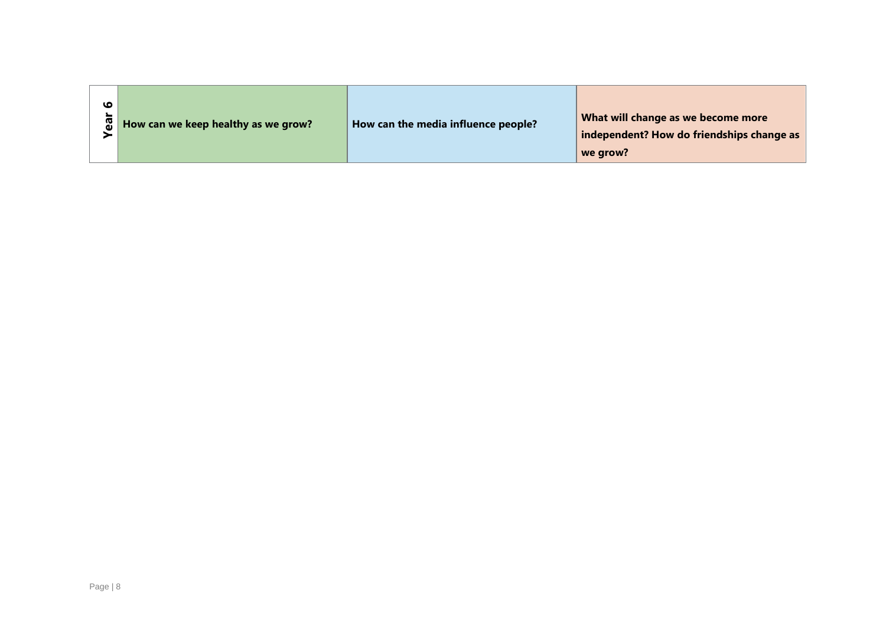| **Year 6** | **How can we keep healthy as we grow?** | **How can the media influence people?** | **What will change as we become more independent? How do friendships change as we grow?** |
|---|---|---|---|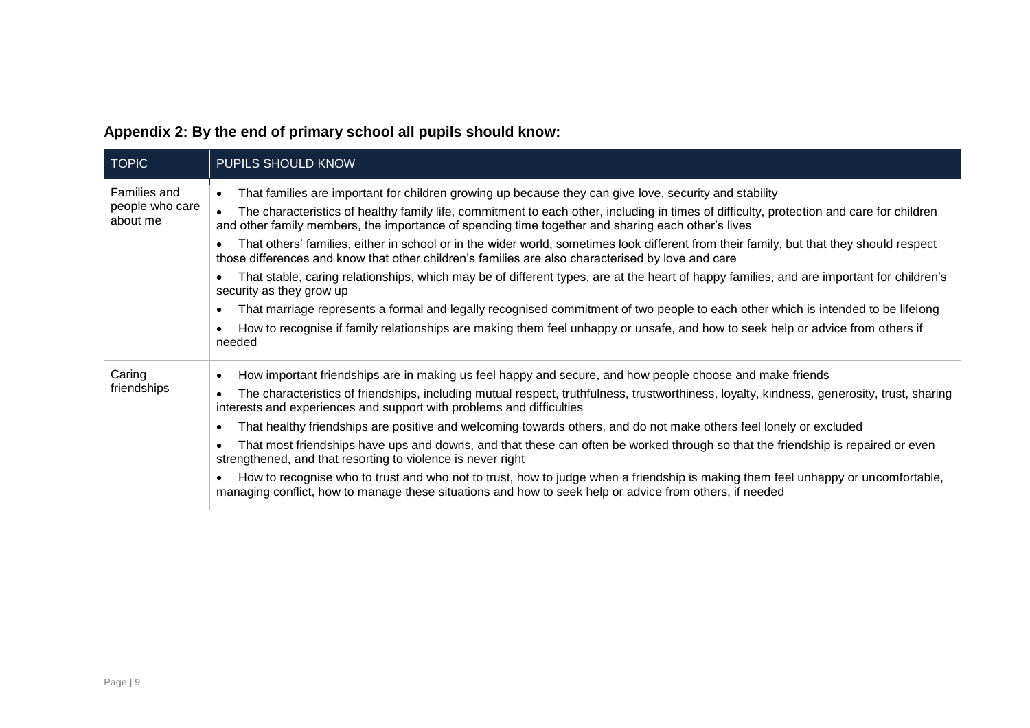## Appendix 2: By the end of primary school all pupils should know:

| TOPIC | PUPILS SHOULD KNOW |
|---|---|
| Families and people who care about me | • That families are important for children growing up because they can give love, security and stability<br>• The characteristics of healthy family life, commitment to each other, including in times of difficulty, protection and care for children and other family members, the importance of spending time together and sharing each other's lives<br>• That others' families, either in school or in the wider world, sometimes look different from their family, but that they should respect those differences and know that other children's families are also characterised by love and care<br>• That stable, caring relationships, which may be of different types, are at the heart of happy families, and are important for children's security as they grow up<br>• That marriage represents a formal and legally recognised commitment of two people to each other which is intended to be lifelong<br>• How to recognise if family relationships are making them feel unhappy or unsafe, and how to seek help or advice from others if needed |
| Caring friendships | • How important friendships are in making us feel happy and secure, and how people choose and make friends<br>• The characteristics of friendships, including mutual respect, truthfulness, trustworthiness, loyalty, kindness, generosity, trust, sharing interests and experiences and support with problems and difficulties<br>• That healthy friendships are positive and welcoming towards others, and do not make others feel lonely or excluded<br>• That most friendships have ups and downs, and that these can often be worked through so that the friendship is repaired or even strengthened, and that resorting to violence is never right<br>• How to recognise who to trust and who not to trust, how to judge when a friendship is making them feel unhappy or uncomfortable, managing conflict, how to manage these situations and how to seek help or advice from others, if needed |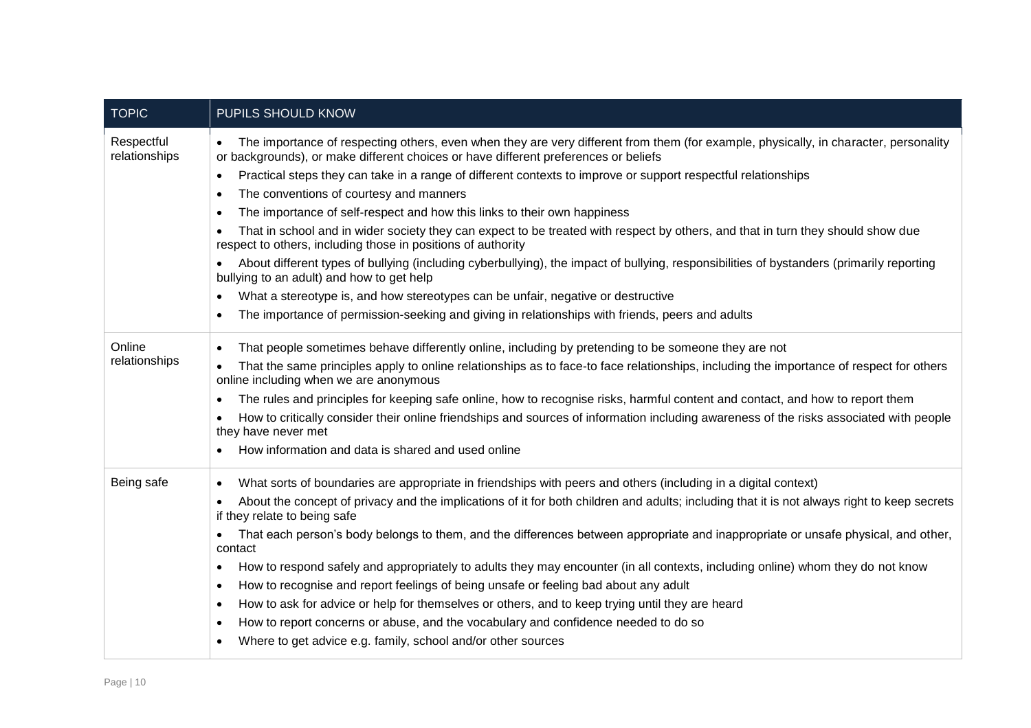| TOPIC | PUPILS SHOULD KNOW |
|---|---|
| Respectful relationships | • The importance of respecting others, even when they are very different from them (for example, physically, in character, personality or backgrounds), or make different choices or have different preferences or beliefs<br>• Practical steps they can take in a range of different contexts to improve or support respectful relationships<br>• The conventions of courtesy and manners<br>• The importance of self-respect and how this links to their own happiness<br>• That in school and in wider society they can expect to be treated with respect by others, and that in turn they should show due respect to others, including those in positions of authority<br>• About different types of bullying (including cyberbullying), the impact of bullying, responsibilities of bystanders (primarily reporting bullying to an adult) and how to get help<br>• What a stereotype is, and how stereotypes can be unfair, negative or destructive<br>• The importance of permission-seeking and giving in relationships with friends, peers and adults |
| Online relationships | • That people sometimes behave differently online, including by pretending to be someone they are not<br>• That the same principles apply to online relationships as to face-to face relationships, including the importance of respect for others online including when we are anonymous<br>• The rules and principles for keeping safe online, how to recognise risks, harmful content and contact, and how to report them<br>• How to critically consider their online friendships and sources of information including awareness of the risks associated with people they have never met<br>• How information and data is shared and used online |
| Being safe | • What sorts of boundaries are appropriate in friendships with peers and others (including in a digital context)<br>• About the concept of privacy and the implications of it for both children and adults; including that it is not always right to keep secrets if they relate to being safe<br>• That each person's body belongs to them, and the differences between appropriate and inappropriate or unsafe physical, and other, contact<br>• How to respond safely and appropriately to adults they may encounter (in all contexts, including online) whom they do not know<br>• How to recognise and report feelings of being unsafe or feeling bad about any adult<br>• How to ask for advice or help for themselves or others, and to keep trying until they are heard<br>• How to report concerns or abuse, and the vocabulary and confidence needed to do so<br>• Where to get advice e.g. family, school and/or other sources |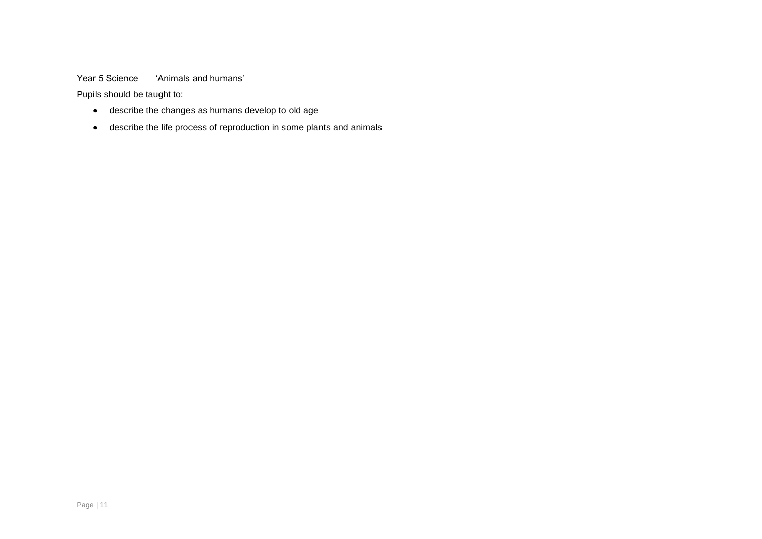Year 5 Science  'Animals and humans'

Pupils should be taught to:

- describe the changes as humans develop to old age
- describe the life process of reproduction in some plants and animals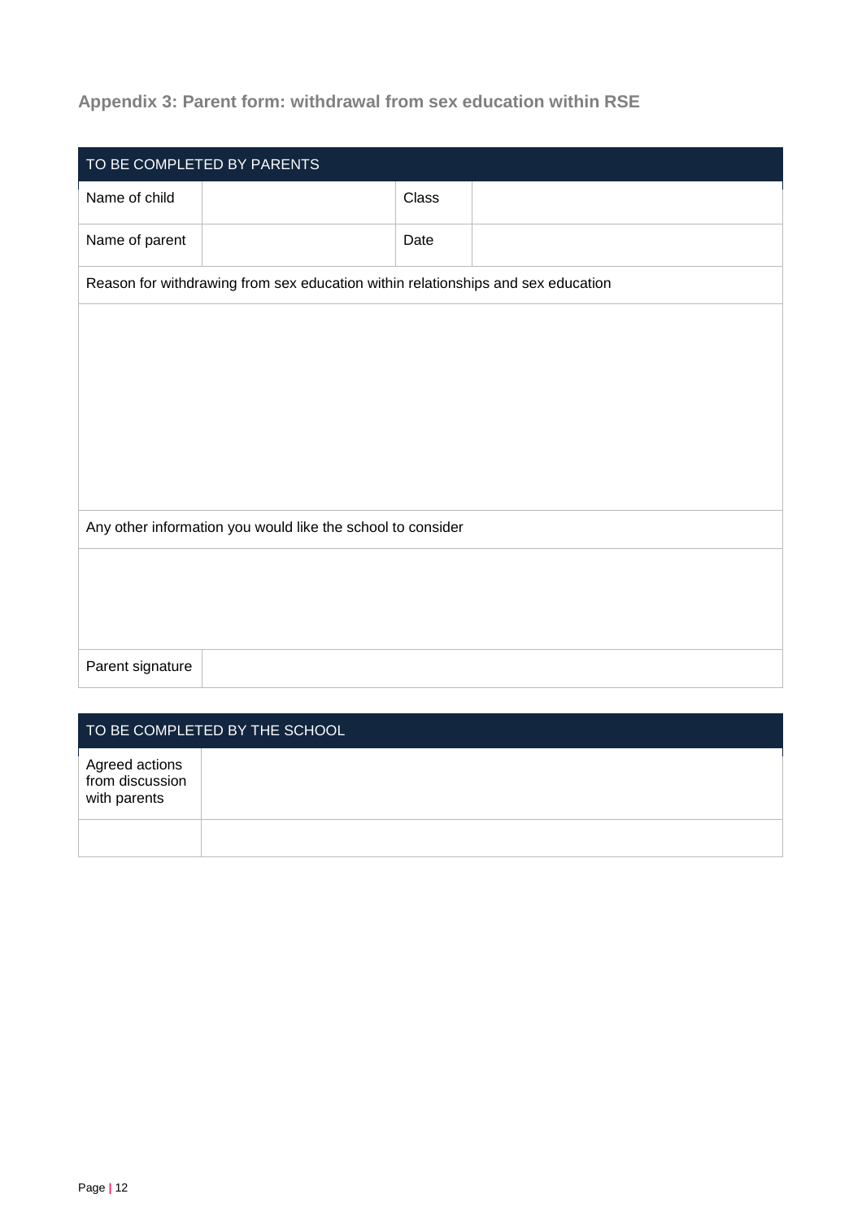## Appendix 3: Parent form: withdrawal from sex education within RSE

| TO BE COMPLETED BY PARENTS | | | |
|---|---|---|---|
| Name of child | | Class | |
| Name of parent | | Date | |
| Reason for withdrawing from sex education within relationships and sex education | | | |
| | | | |
| Any other information you would like the school to consider | | | |
| | | | |
| Parent signature | | | |

| TO BE COMPLETED BY THE SCHOOL | |
|---|---|
| Agreed actions from discussion with parents | |
| | |